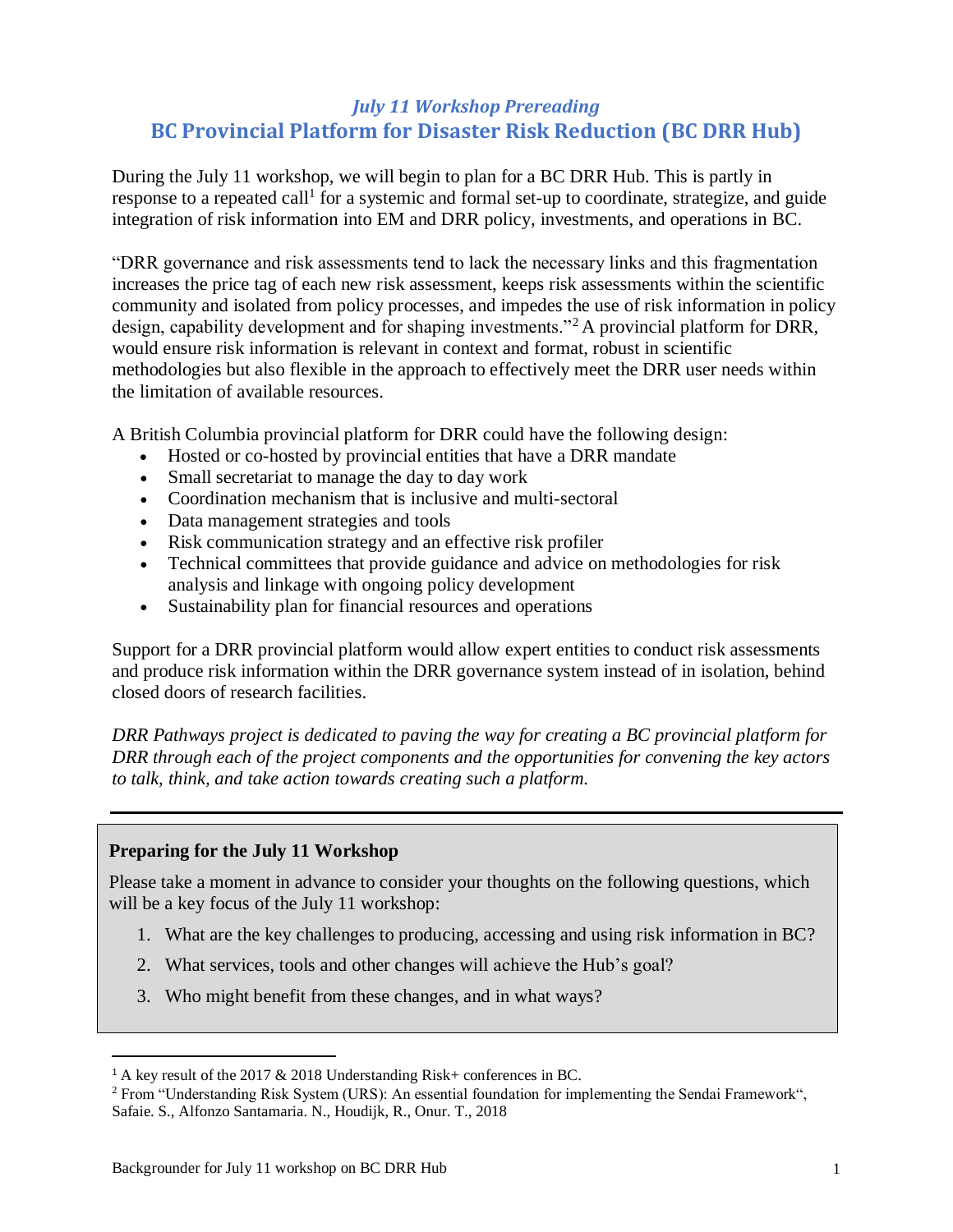## *July 11 Workshop Prereading*

# BC Provincial Platform for Disaster Risk Reduction (BC DRR Hub)

During the July 11 workshop, we will begin to plan for a BC DRR Hub. This is partly in response to a repeated call[1] for a systemic and formal set-up to coordinate, strategize, and guide integration of risk information into EM and DRR policy, investments, and operations in BC.

"DRR governance and risk assessments tend to lack the necessary links and this fragmentation increases the price tag of each new risk assessment, keeps risk assessments within the scientific community and isolated from policy processes, and impedes the use of risk information in policy design, capability development and for shaping investments."[2] A provincial platform for DRR, would ensure risk information is relevant in context and format, robust in scientific methodologies but also flexible in the approach to effectively meet the DRR user needs within the limitation of available resources.

A British Columbia provincial platform for DRR could have the following design:

- Hosted or co-hosted by provincial entities that have a DRR mandate
- Small secretariat to manage the day to day work
- Coordination mechanism that is inclusive and multi-sectoral
- Data management strategies and tools
- Risk communication strategy and an effective risk profiler
- Technical committees that provide guidance and advice on methodologies for risk analysis and linkage with ongoing policy development
- Sustainability plan for financial resources and operations

Support for a DRR provincial platform would allow expert entities to conduct risk assessments and produce risk information within the DRR governance system instead of in isolation, behind closed doors of research facilities.

*DRR Pathways project is dedicated to paving the way for creating a BC provincial platform for DRR through each of the project components and the opportunities for convening the key actors to talk, think, and take action towards creating such a platform.*

---

**Preparing for the July 11 Workshop**

Please take a moment in advance to consider your thoughts on the following questions, which will be a key focus of the July 11 workshop:

1. What are the key challenges to producing, accessing and using risk information in BC?
2. What services, tools and other changes will achieve the Hub's goal?
3. Who might benefit from these changes, and in what ways?

---

[1] A key result of the 2017 & 2018 Understanding Risk+ conferences in BC.

[2] From "Understanding Risk System (URS): An essential foundation for implementing the Sendai Framework", Safaie. S., Alfonzo Santamaria. N., Houdijk, R., Onur. T., 2018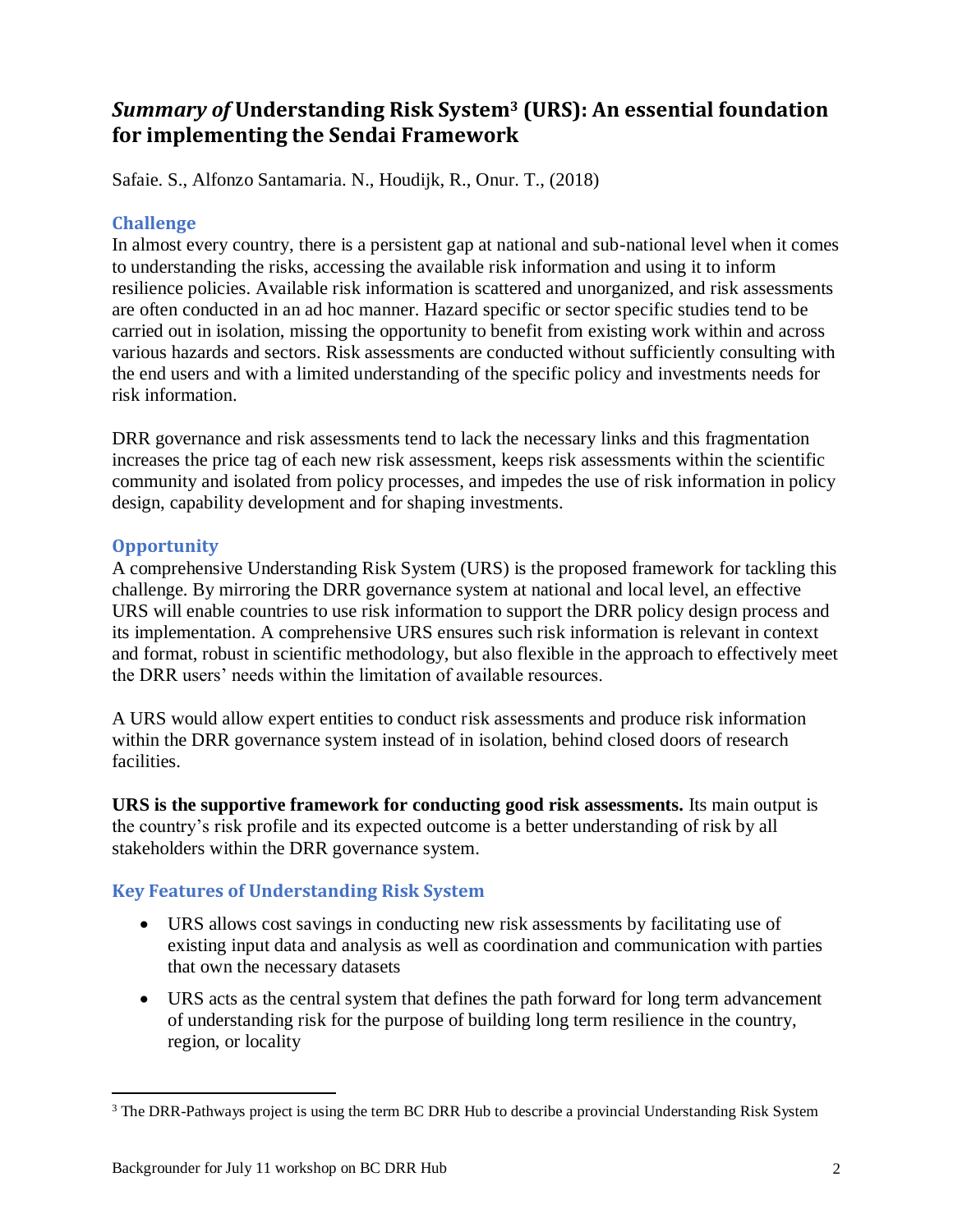## *Summary of* **Understanding Risk System[3] (URS): An essential foundation for implementing the Sendai Framework**

Safaie. S., Alfonzo Santamaria. N., Houdijk, R., Onur. T., (2018)

### Challenge

In almost every country, there is a persistent gap at national and sub-national level when it comes to understanding the risks, accessing the available risk information and using it to inform resilience policies. Available risk information is scattered and unorganized, and risk assessments are often conducted in an ad hoc manner. Hazard specific or sector specific studies tend to be carried out in isolation, missing the opportunity to benefit from existing work within and across various hazards and sectors. Risk assessments are conducted without sufficiently consulting with the end users and with a limited understanding of the specific policy and investments needs for risk information.

DRR governance and risk assessments tend to lack the necessary links and this fragmentation increases the price tag of each new risk assessment, keeps risk assessments within the scientific community and isolated from policy processes, and impedes the use of risk information in policy design, capability development and for shaping investments.

### Opportunity

A comprehensive Understanding Risk System (URS) is the proposed framework for tackling this challenge. By mirroring the DRR governance system at national and local level, an effective URS will enable countries to use risk information to support the DRR policy design process and its implementation. A comprehensive URS ensures such risk information is relevant in context and format, robust in scientific methodology, but also flexible in the approach to effectively meet the DRR users' needs within the limitation of available resources.

A URS would allow expert entities to conduct risk assessments and produce risk information within the DRR governance system instead of in isolation, behind closed doors of research facilities.

**URS is the supportive framework for conducting good risk assessments.** Its main output is the country's risk profile and its expected outcome is a better understanding of risk by all stakeholders within the DRR governance system.

### Key Features of Understanding Risk System

- URS allows cost savings in conducting new risk assessments by facilitating use of existing input data and analysis as well as coordination and communication with parties that own the necessary datasets
- URS acts as the central system that defines the path forward for long term advancement of understanding risk for the purpose of building long term resilience in the country, region, or locality

[3] The DRR-Pathways project is using the term BC DRR Hub to describe a provincial Understanding Risk System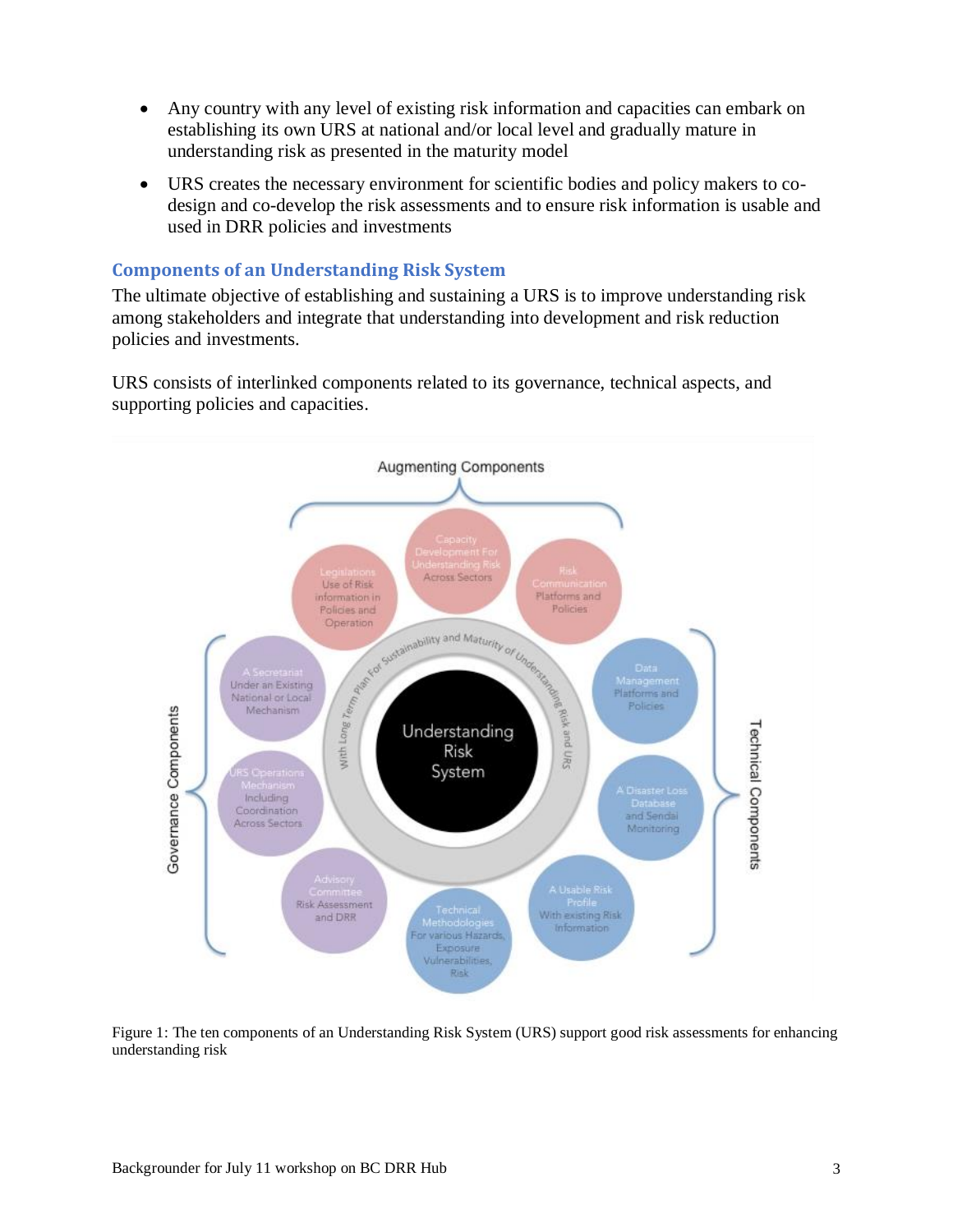- Any country with any level of existing risk information and capacities can embark on establishing its own URS at national and/or local level and gradually mature in understanding risk as presented in the maturity model
- URS creates the necessary environment for scientific bodies and policy makers to co-design and co-develop the risk assessments and to ensure risk information is usable and used in DRR policies and investments

## Components of an Understanding Risk System

The ultimate objective of establishing and sustaining a URS is to improve understanding risk among stakeholders and integrate that understanding into development and risk reduction policies and investments.

URS consists of interlinked components related to its governance, technical aspects, and supporting policies and capacities.

Figure 1: The ten components of an Understanding Risk System (URS) support good risk assessments for enhancing understanding risk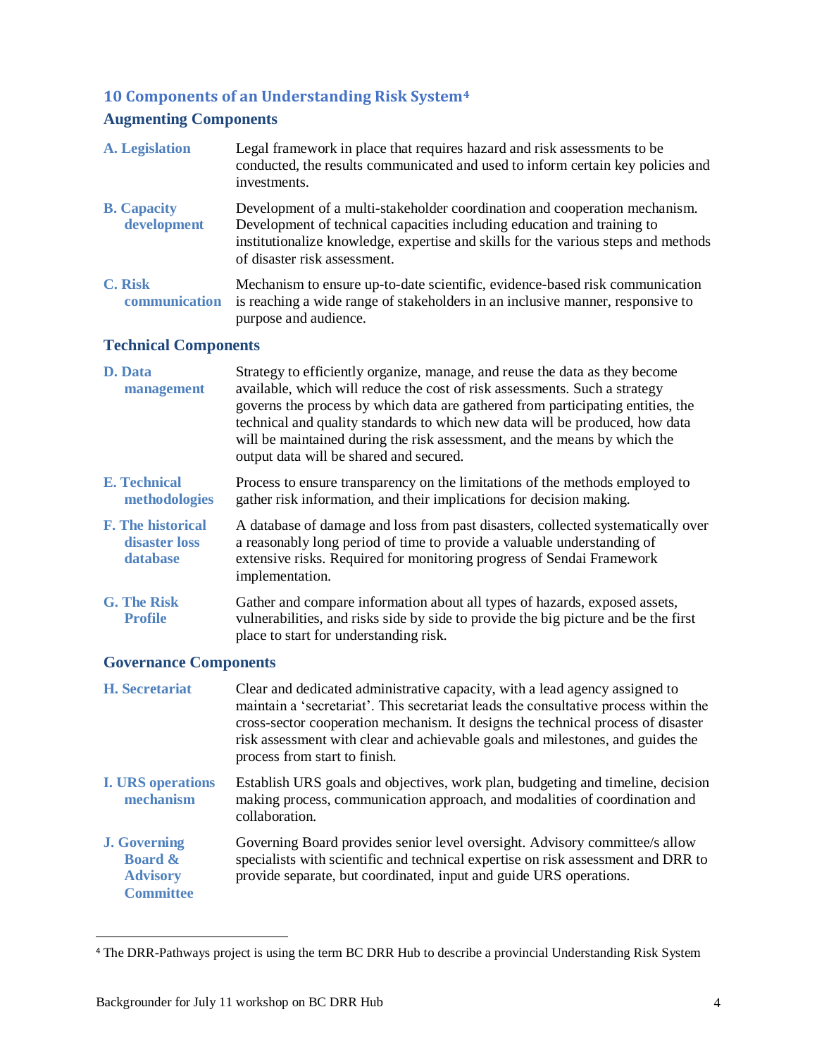## 10 Components of an Understanding Risk System[4]

### Augmenting Components

| | |
|---|---|
| **A. Legislation** | Legal framework in place that requires hazard and risk assessments to be conducted, the results communicated and used to inform certain key policies and investments. |
| **B. Capacity development** | Development of a multi-stakeholder coordination and cooperation mechanism. Development of technical capacities including education and training to institutionalize knowledge, expertise and skills for the various steps and methods of disaster risk assessment. |
| **C. Risk communication** | Mechanism to ensure up-to-date scientific, evidence-based risk communication is reaching a wide range of stakeholders in an inclusive manner, responsive to purpose and audience. |

### Technical Components

| | |
|---|---|
| **D. Data management** | Strategy to efficiently organize, manage, and reuse the data as they become available, which will reduce the cost of risk assessments. Such a strategy governs the process by which data are gathered from participating entities, the technical and quality standards to which new data will be produced, how data will be maintained during the risk assessment, and the means by which the output data will be shared and secured. |
| **E. Technical methodologies** | Process to ensure transparency on the limitations of the methods employed to gather risk information, and their implications for decision making. |
| **F. The historical disaster loss database** | A database of damage and loss from past disasters, collected systematically over a reasonably long period of time to provide a valuable understanding of extensive risks. Required for monitoring progress of Sendai Framework implementation. |
| **G. The Risk Profile** | Gather and compare information about all types of hazards, exposed assets, vulnerabilities, and risks side by side to provide the big picture and be the first place to start for understanding risk. |

### Governance Components

| | |
|---|---|
| **H. Secretariat** | Clear and dedicated administrative capacity, with a lead agency assigned to maintain a 'secretariat'. This secretariat leads the consultative process within the cross-sector cooperation mechanism. It designs the technical process of disaster risk assessment with clear and achievable goals and milestones, and guides the process from start to finish. |
| **I. URS operations mechanism** | Establish URS goals and objectives, work plan, budgeting and timeline, decision making process, communication approach, and modalities of coordination and collaboration. |
| **J. Governing Board & Advisory Committee** | Governing Board provides senior level oversight. Advisory committee/s allow specialists with scientific and technical expertise on risk assessment and DRR to provide separate, but coordinated, input and guide URS operations. |

[4] The DRR-Pathways project is using the term BC DRR Hub to describe a provincial Understanding Risk System